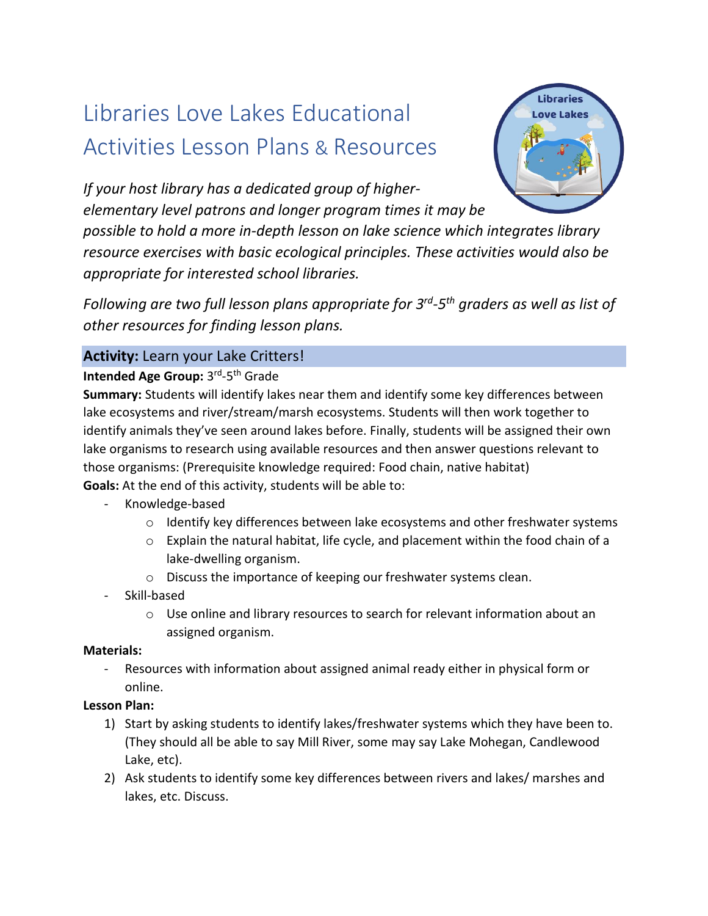# Libraries Love Lakes Educational Activities Lesson Plans & Resources

*If your host library has a dedicated group of higher-elementary level patrons and longer program times it may be possible to hold a more in-depth lesson on lake science which integrates library resource exercises with basic ecological principles. These activities would also be appropriate for interested school libraries.*

*Following are two full lesson plans appropriate for 3rd-5th graders as well as list of other resources for finding lesson plans.*

## **Activity:** Learn your Lake Critters!

**Intended Age Group:** 3rd-5th Grade

**Summary:** Students will identify lakes near them and identify some key differences between lake ecosystems and river/stream/marsh ecosystems. Students will then work together to identify animals they've seen around lakes before. Finally, students will be assigned their own lake organisms to research using available resources and then answer questions relevant to those organisms: (Prerequisite knowledge required: Food chain, native habitat)

**Goals:** At the end of this activity, students will be able to:

- Knowledge-based
  - Identify key differences between lake ecosystems and other freshwater systems
  - Explain the natural habitat, life cycle, and placement within the food chain of a lake-dwelling organism.
  - Discuss the importance of keeping our freshwater systems clean.
- Skill-based
  - Use online and library resources to search for relevant information about an assigned organism.

**Materials:**

- Resources with information about assigned animal ready either in physical form or online.

**Lesson Plan:**

1) Start by asking students to identify lakes/freshwater systems which they have been to. (They should all be able to say Mill River, some may say Lake Mohegan, Candlewood Lake, etc).
2) Ask students to identify some key differences between rivers and lakes/ marshes and lakes, etc. Discuss.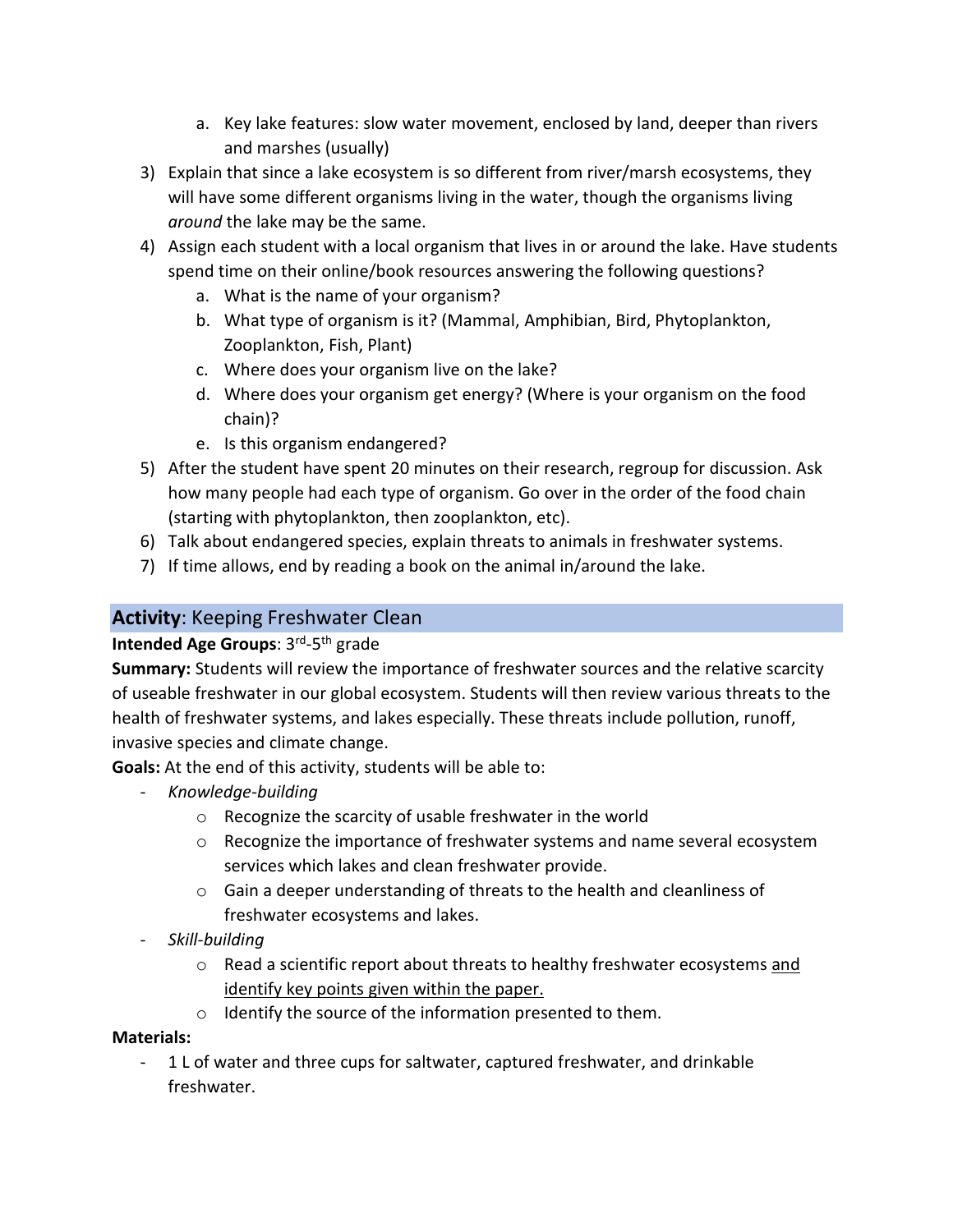a. Key lake features: slow water movement, enclosed by land, deeper than rivers and marshes (usually)

3) Explain that since a lake ecosystem is so different from river/marsh ecosystems, they will have some different organisms living in the water, though the organisms living *around* the lake may be the same.
4) Assign each student with a local organism that lives in or around the lake. Have students spend time on their online/book resources answering the following questions?
   a. What is the name of your organism?
   b. What type of organism is it? (Mammal, Amphibian, Bird, Phytoplankton, Zooplankton, Fish, Plant)
   c. Where does your organism live on the lake?
   d. Where does your organism get energy? (Where is your organism on the food chain)?
   e. Is this organism endangered?
5) After the student have spent 20 minutes on their research, regroup for discussion. Ask how many people had each type of organism. Go over in the order of the food chain (starting with phytoplankton, then zooplankton, etc).
6) Talk about endangered species, explain threats to animals in freshwater systems.
7) If time allows, end by reading a book on the animal in/around the lake.

## **Activity**: Keeping Freshwater Clean

**Intended Age Groups**: 3rd-5th grade

**Summary:** Students will review the importance of freshwater sources and the relative scarcity of useable freshwater in our global ecosystem. Students will then review various threats to the health of freshwater systems, and lakes especially. These threats include pollution, runoff, invasive species and climate change.

**Goals:** At the end of this activity, students will be able to:

- *Knowledge-building*
  - Recognize the scarcity of usable freshwater in the world
  - Recognize the importance of freshwater systems and name several ecosystem services which lakes and clean freshwater provide.
  - Gain a deeper understanding of threats to the health and cleanliness of freshwater ecosystems and lakes.
- *Skill-building*
  - Read a scientific report about threats to healthy freshwater ecosystems <u>and identify key points given within the paper.</u>
  - Identify the source of the information presented to them.

**Materials:**

- 1 L of water and three cups for saltwater, captured freshwater, and drinkable freshwater.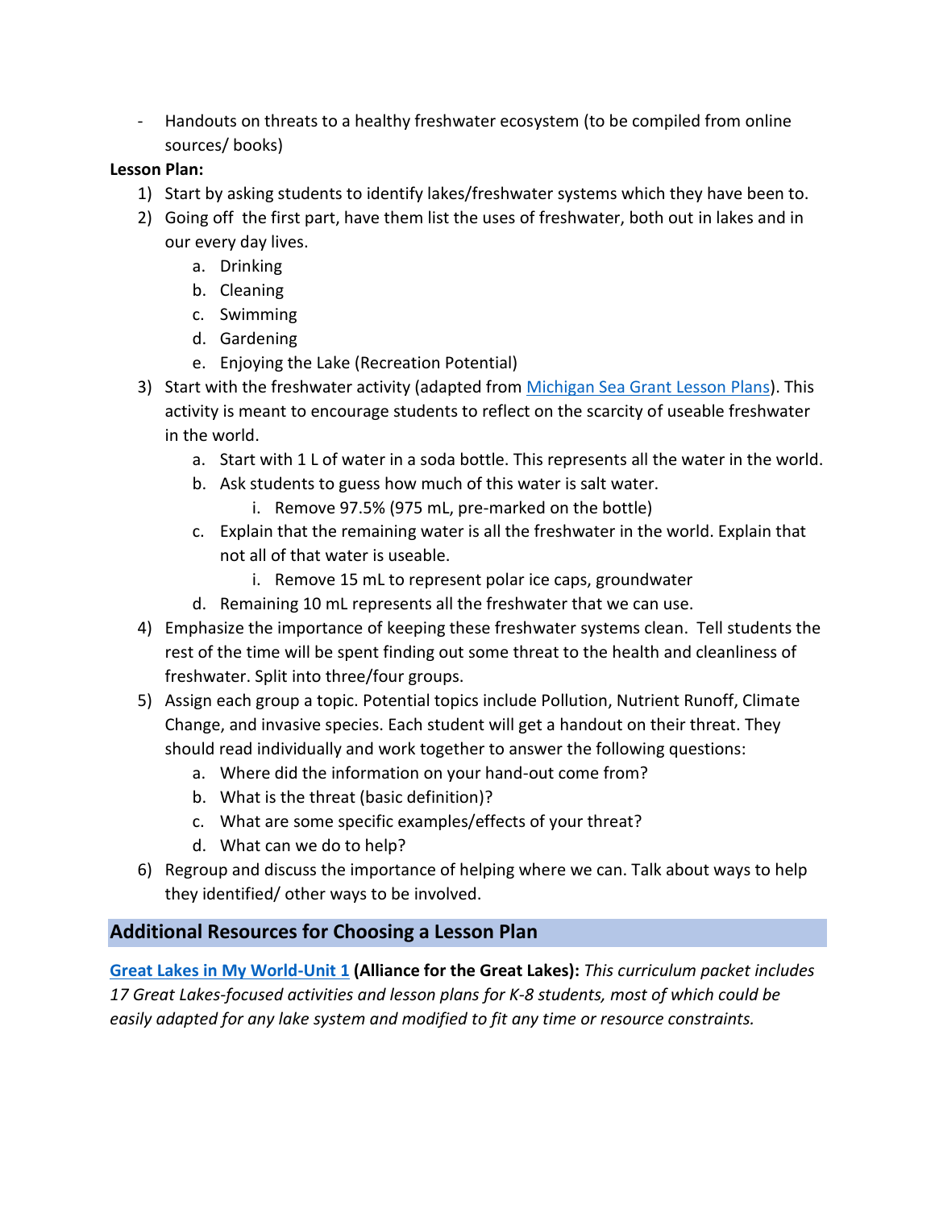- Handouts on threats to a healthy freshwater ecosystem (to be compiled from online sources/ books)

**Lesson Plan:**

1) Start by asking students to identify lakes/freshwater systems which they have been to.
2) Going off the first part, have them list the uses of freshwater, both out in lakes and in our every day lives.
    a. Drinking
    b. Cleaning
    c. Swimming
    d. Gardening
    e. Enjoying the Lake (Recreation Potential)
3) Start with the freshwater activity (adapted from [Michigan Sea Grant Lesson Plans](#)). This activity is meant to encourage students to reflect on the scarcity of useable freshwater in the world.
    a. Start with 1 L of water in a soda bottle. This represents all the water in the world.
    b. Ask students to guess how much of this water is salt water.
        i. Remove 97.5% (975 mL, pre-marked on the bottle)
    c. Explain that the remaining water is all the freshwater in the world. Explain that not all of that water is useable.
        i. Remove 15 mL to represent polar ice caps, groundwater
    d. Remaining 10 mL represents all the freshwater that we can use.
4) Emphasize the importance of keeping these freshwater systems clean. Tell students the rest of the time will be spent finding out some threat to the health and cleanliness of freshwater. Split into three/four groups.
5) Assign each group a topic. Potential topics include Pollution, Nutrient Runoff, Climate Change, and invasive species. Each student will get a handout on their threat. They should read individually and work together to answer the following questions:
    a. Where did the information on your hand-out come from?
    b. What is the threat (basic definition)?
    c. What are some specific examples/effects of your threat?
    d. What can we do to help?
6) Regroup and discuss the importance of helping where we can. Talk about ways to help they identified/ other ways to be involved.

## Additional Resources for Choosing a Lesson Plan

**[Great Lakes in My World-Unit 1](#) (Alliance for the Great Lakes):** *This curriculum packet includes 17 Great Lakes-focused activities and lesson plans for K-8 students, most of which could be easily adapted for any lake system and modified to fit any time or resource constraints.*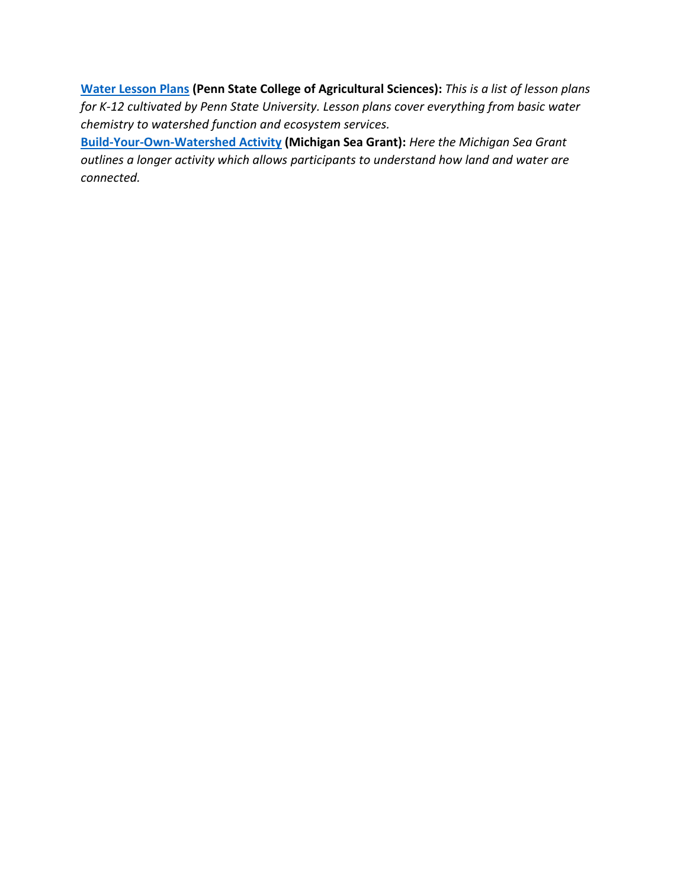**Water Lesson Plans (Penn State College of Agricultural Sciences):** *This is a list of lesson plans for K-12 cultivated by Penn State University. Lesson plans cover everything from basic water chemistry to watershed function and ecosystem services.*

**Build-Your-Own-Watershed Activity (Michigan Sea Grant):** *Here the Michigan Sea Grant outlines a longer activity which allows participants to understand how land and water are connected.*